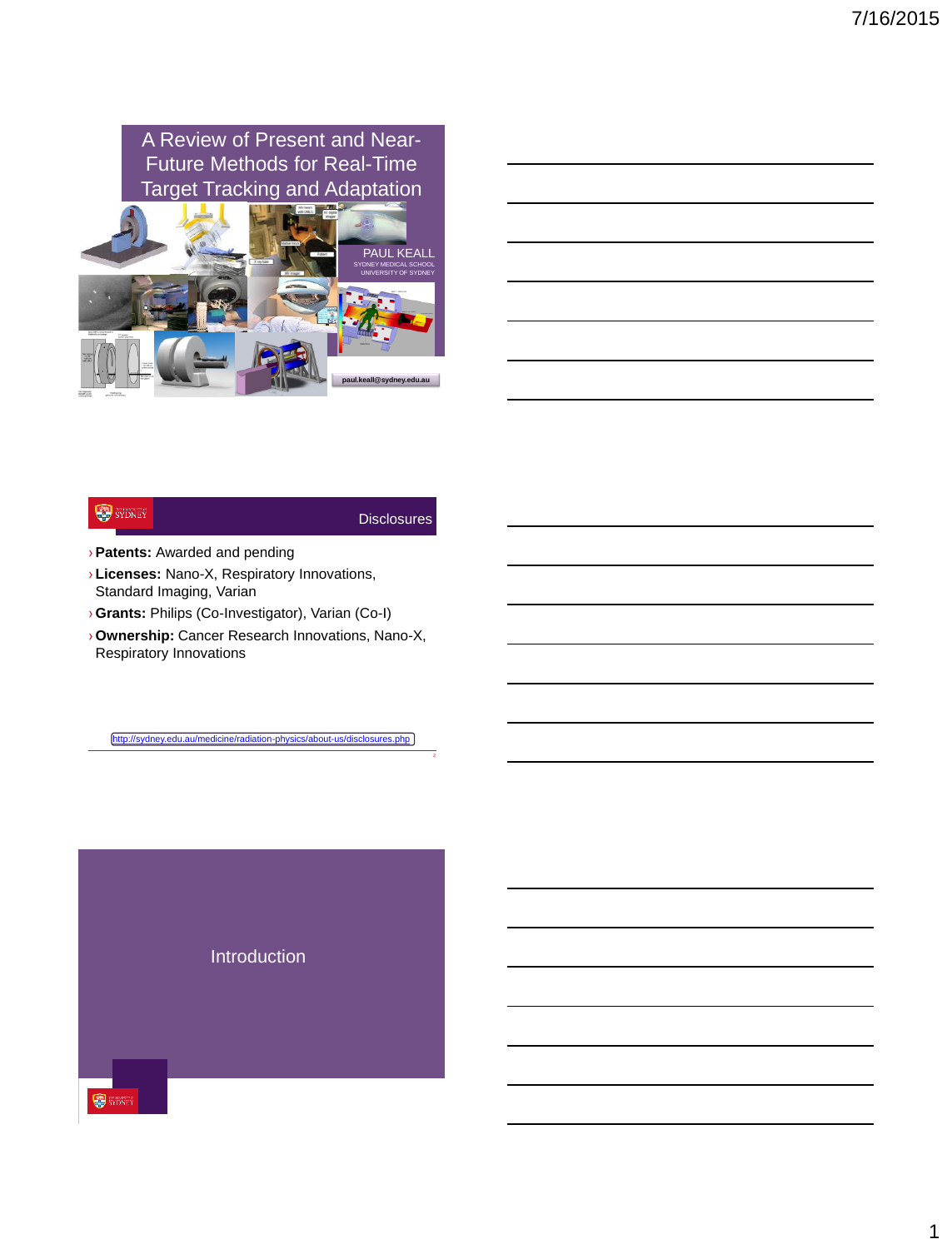# A Review of Present and Near-Future Methods for Real-Time Target Tracking and Adaptation

PAUL KEALL
SYDNEY MEDICAL SCHOOL
UNIVERSITY OF SYDNEY

paul.keall@sydney.edu.au

## Disclosures

- **Patents:** Awarded and pending
- **Licenses:** Nano-X, Respiratory Innovations, Standard Imaging, Varian
- **Grants:** Philips (Co-Investigator), Varian (Co-I)
- **Ownership:** Cancer Research Innovations, Nano-X, Respiratory Innovations

http://sydney.edu.au/medicine/radiation-physics/about-us/disclosures.php

## Introduction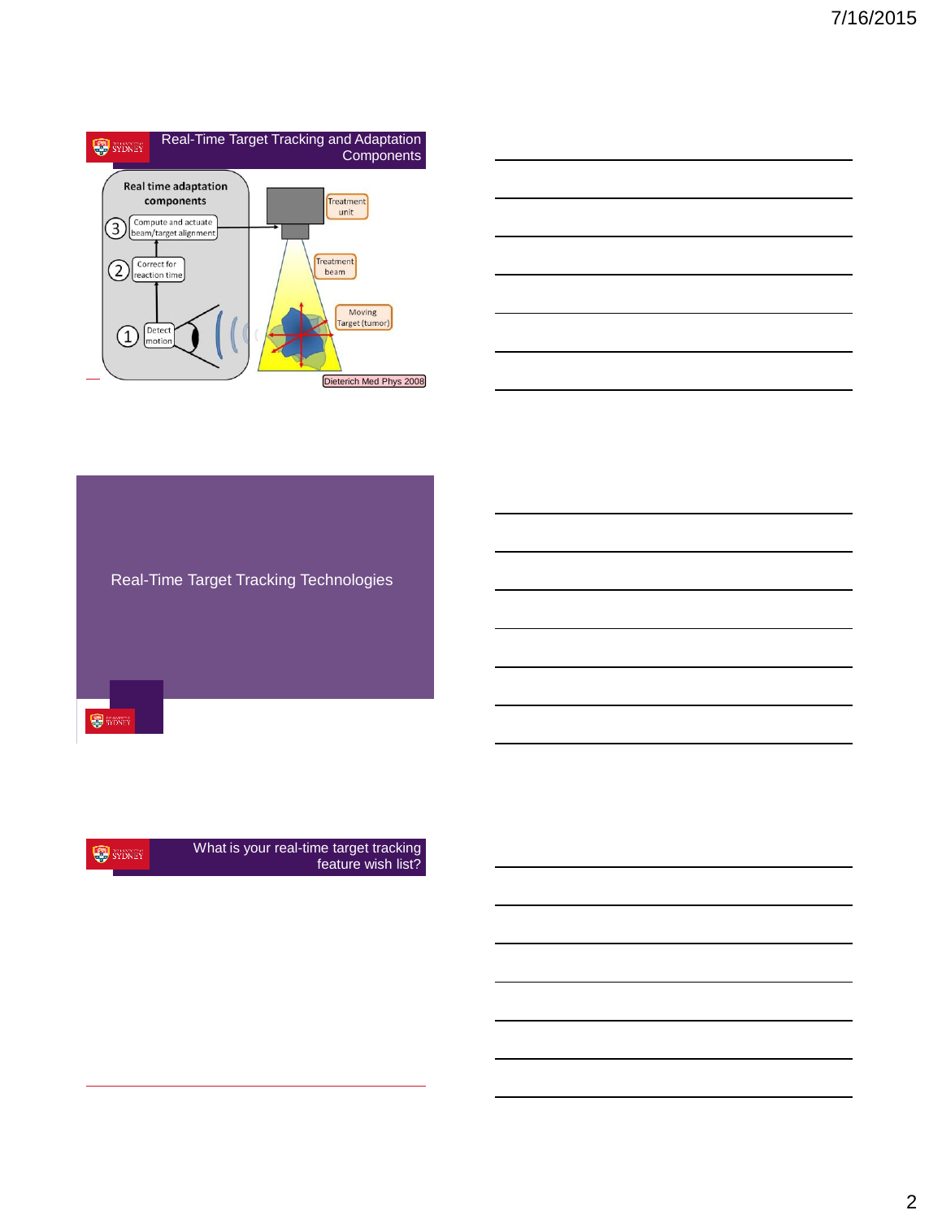## Real-Time Target Tracking and Adaptation Components

Real time adaptation components

3. Compute and actuate beam/target alignment
2. Correct for reaction time
1. Detect motion

Treatment unit

Treatment beam

Moving Target (tumor)

Dieterich Med Phys 2008

## Real-Time Target Tracking Technologies

## What is your real-time target tracking feature wish list?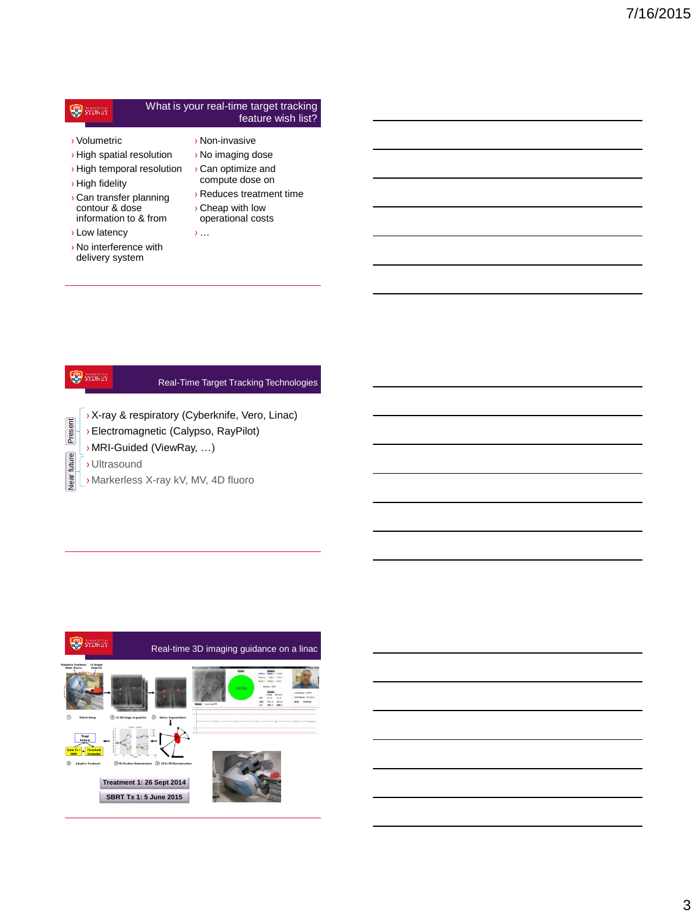## What is your real-time target tracking feature wish list?

- Volumetric
- High spatial resolution
- High temporal resolution
- High fidelity
- Can transfer planning contour & dose information to & from
- Low latency
- No interference with delivery system
- Non-invasive
- No imaging dose
- Can optimize and compute dose on
- Reduces treatment time
- Cheap with low operational costs
- …

## Real-Time Target Tracking Technologies

Present:

- X-ray & respiratory (Cyberknife, Vero, Linac)
- Electromagnetic (Calypso, RayPilot)
- MRI-Guided (ViewRay, …)

Near future:

- Ultrasound
- Markerless X-ray kV, MV, 4D fluoro

## Real-time 3D imaging guidance on a linac

Treatment 1: 26 Sept 2014

SBRT Tx 1: 5 June 2015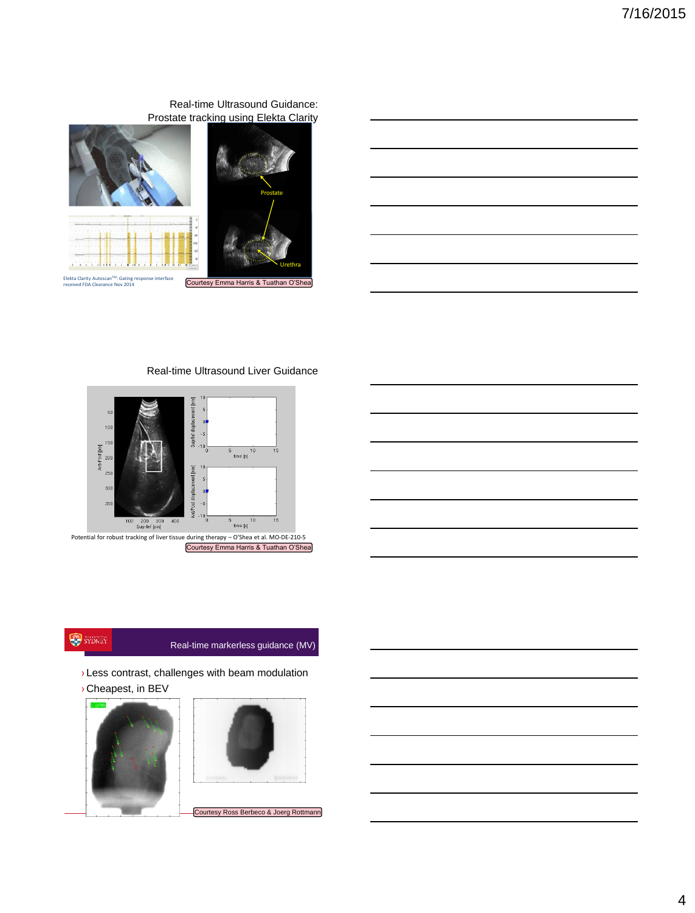## Real-time Ultrasound Guidance: Prostate tracking using Elekta Clarity

Prostate

Urethra

Elekta Clarity Autoscan[TM]: Gating response interface received FDA Clearance Nov 2014

Courtesy Emma Harris & Tuathan O'Shea

## Real-time Ultrasound Liver Guidance

Potential for robust tracking of liver tissue during therapy – O'Shea et al. MO-DE-210-5

Courtesy Emma Harris & Tuathan O'Shea

## Real-time markerless guidance (MV)

- Less contrast, challenges with beam modulation
- Cheapest, in BEV

Courtesy Ross Berbeco & Joerg Rottmann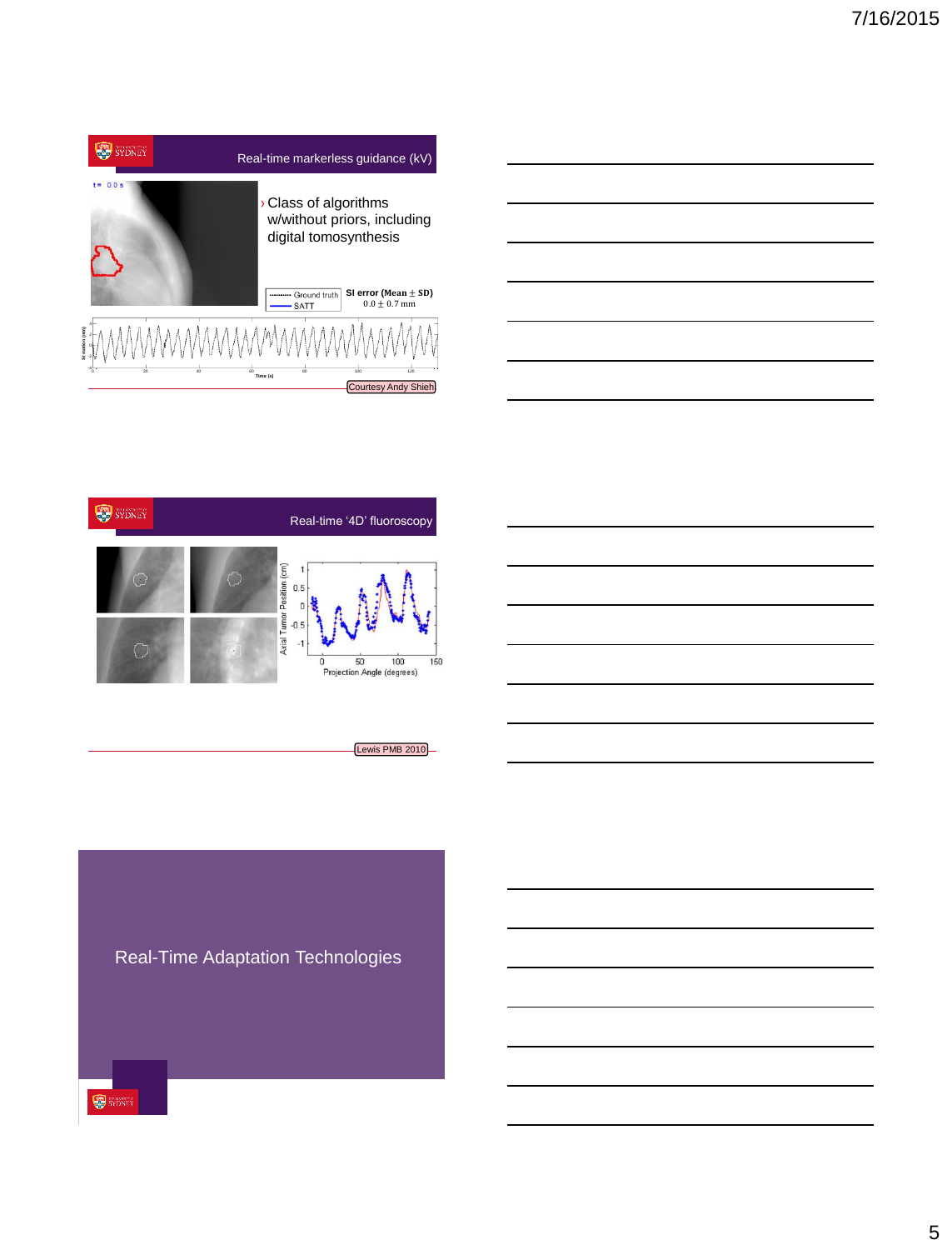## Real-time markerless guidance (kV)

- Class of algorithms w/without priors, including digital tomosynthesis

Ground truth
SATT

SI error (Mean ± SD)
0.0 ± 0.7 mm

Courtesy Andy Shieh

## Real-time '4D' fluoroscopy

Lewis PMB 2010

# Real-Time Adaptation Technologies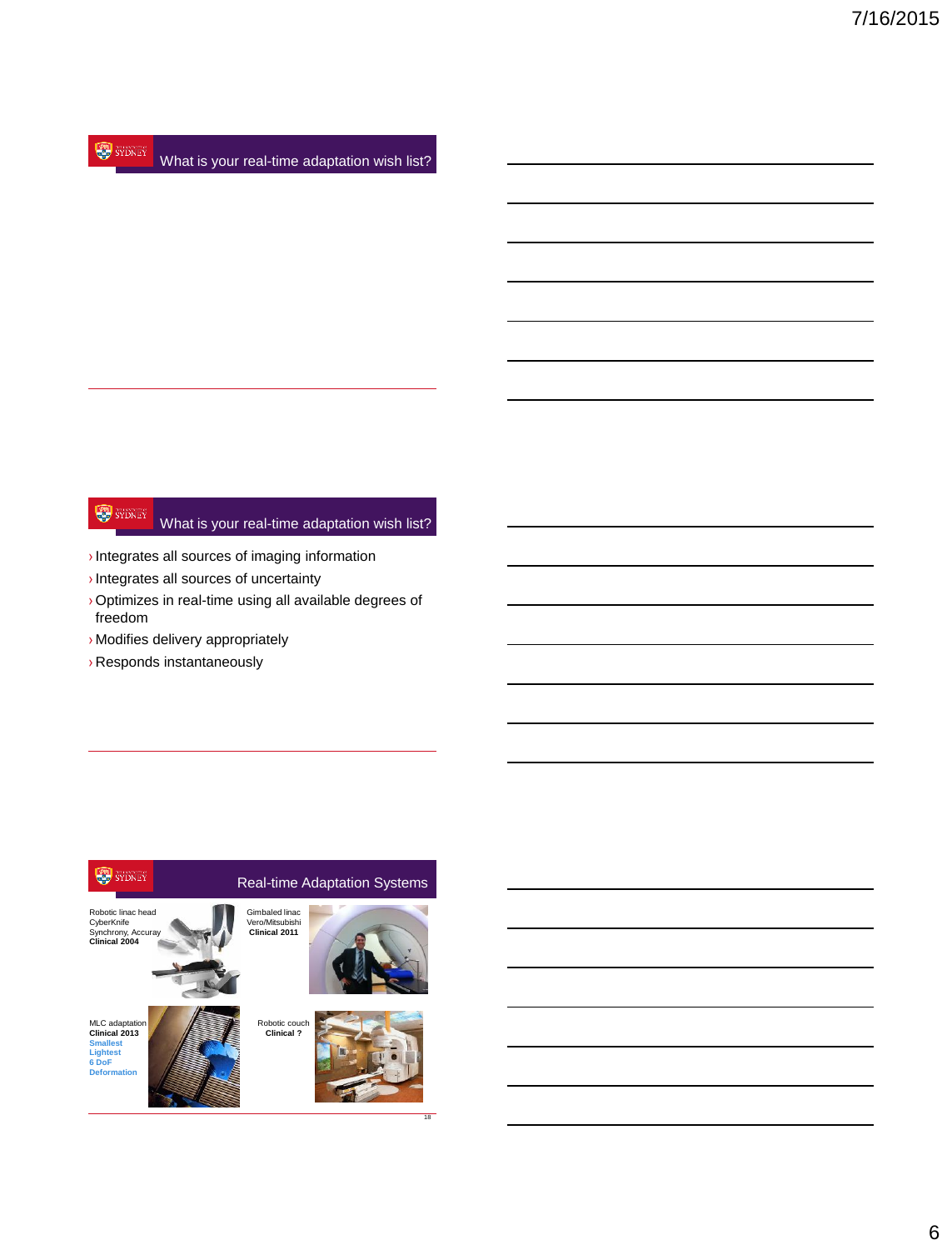## What is your real-time adaptation wish list?

## What is your real-time adaptation wish list?

- Integrates all sources of imaging information
- Integrates all sources of uncertainty
- Optimizes in real-time using all available degrees of freedom
- Modifies delivery appropriately
- Responds instantaneously

## Real-time Adaptation Systems

Robotic linac head
CyberKnife
Synchrony, Accuray
**Clinical 2004**

Gimbaled linac
Vero/Mitsubishi
**Clinical 2011**

MLC adaptation
**Clinical 2013**
**Smallest**
**Lightest**
**6 DoF**
**Deformation**

Robotic couch
**Clinical ?**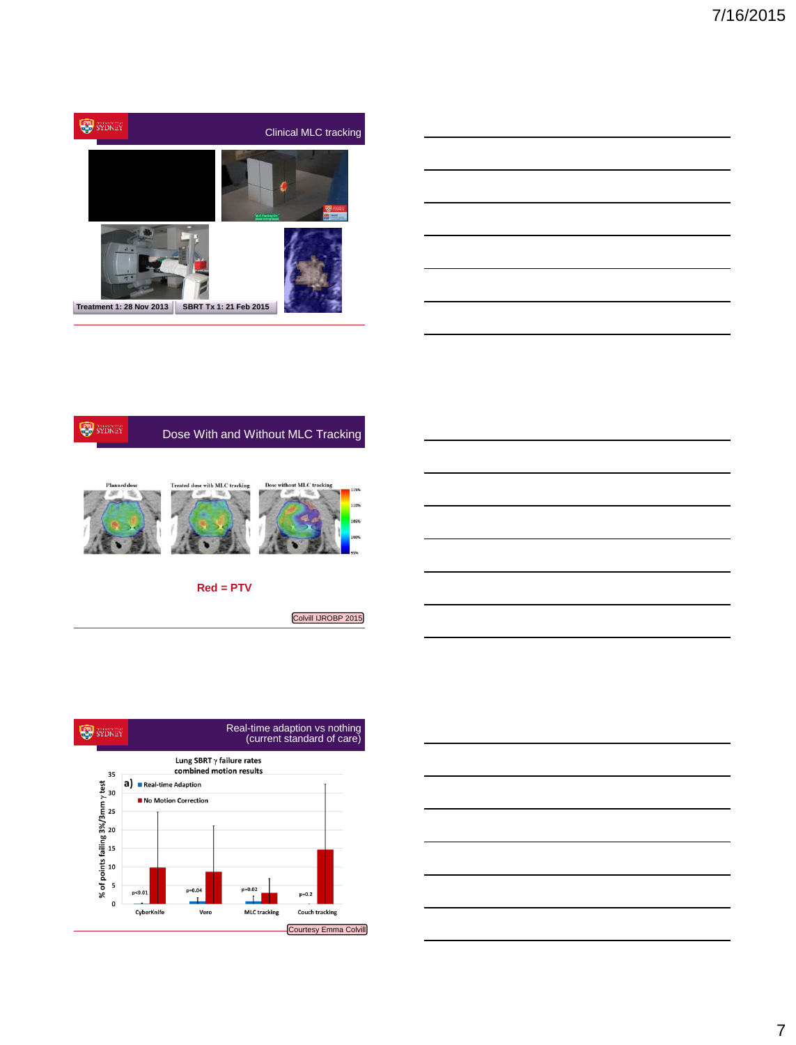## Clinical MLC tracking

Treatment 1: 28 Nov 2013

SBRT Tx 1: 21 Feb 2015

## Dose With and Without MLC Tracking

Planned dose

Treated dose with MLC tracking

Dose without MLC tracking

115%

110%

105%

100%

95%

**Red = PTV**

Colvill IJROBP 2015

## Real-time adaption vs nothing (current standard of care)

Lung SBRT γ failure rates combined motion results

a)

- Real-time Adaption
- No Motion Correction

% of points failing 3%/3mm γ test

| | CyberKnife | Vero | MLC tracking | Couch tracking |
|---|---|---|---|---|
| p | p<0.01 | p=0.04 | p=0.02 | p=0.2 |

Courtesy Emma Colvill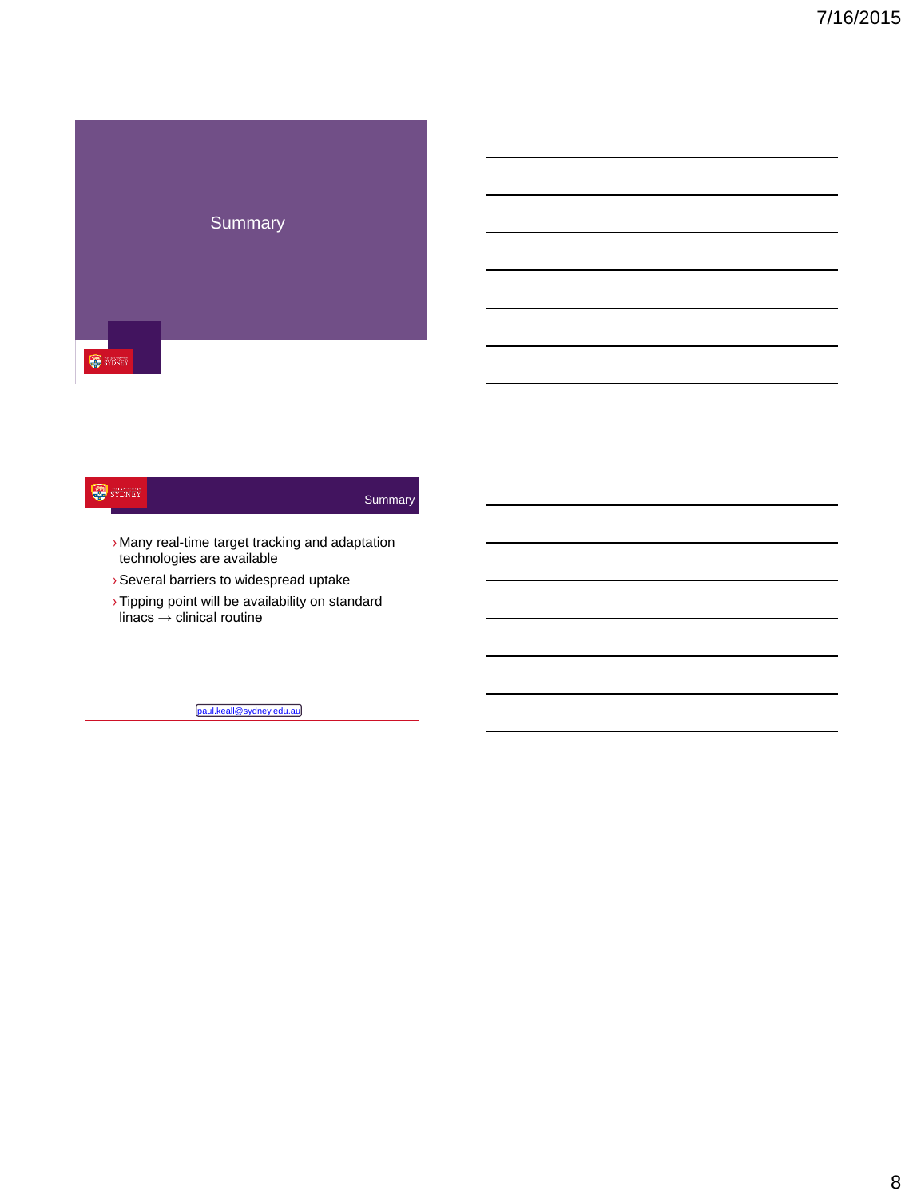# Summary

## Summary

- Many real-time target tracking and adaptation technologies are available
- Several barriers to widespread uptake
- Tipping point will be availability on standard linacs → clinical routine

paul.keall@sydney.edu.au